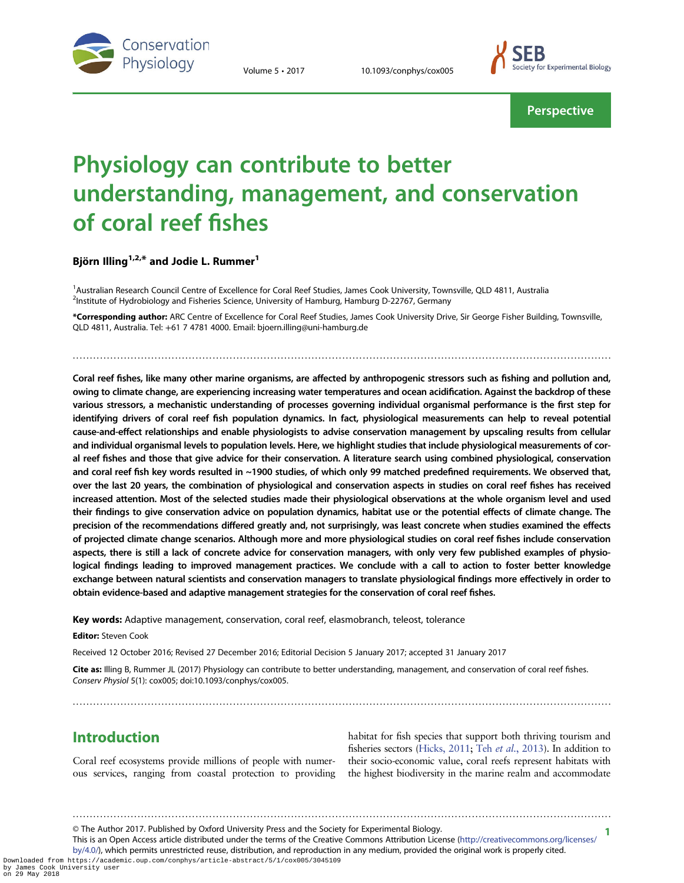Perspective

# Physiology can contribute to better understanding, management, and conservation of coral reef fishes

**Björn Illing[1,2,*] and Jodie L. Rummer[1]**

[1]Australian Research Council Centre of Excellence for Coral Reef Studies, James Cook University, Townsville, QLD 4811, Australia
[2]Institute of Hydrobiology and Fisheries Science, University of Hamburg, Hamburg D-22767, Germany

**\*Corresponding author:** ARC Centre of Excellence for Coral Reef Studies, James Cook University Drive, Sir George Fisher Building, Townsville, QLD 4811, Australia. Tel: +61 7 4781 4000. Email: bjoern.illing@uni-hamburg.de

**Coral reef fishes, like many other marine organisms, are affected by anthropogenic stressors such as fishing and pollution and, owing to climate change, are experiencing increasing water temperatures and ocean acidification. Against the backdrop of these various stressors, a mechanistic understanding of processes governing individual organismal performance is the first step for identifying drivers of coral reef fish population dynamics. In fact, physiological measurements can help to reveal potential cause-and-effect relationships and enable physiologists to advise conservation management by upscaling results from cellular and individual organismal levels to population levels. Here, we highlight studies that include physiological measurements of coral reef fishes and those that give advice for their conservation. A literature search using combined physiological, conservation and coral reef fish key words resulted in ~1900 studies, of which only 99 matched predefined requirements. We observed that, over the last 20 years, the combination of physiological and conservation aspects in studies on coral reef fishes has received increased attention. Most of the selected studies made their physiological observations at the whole organism level and used their findings to give conservation advice on population dynamics, habitat use or the potential effects of climate change. The precision of the recommendations differed greatly and, not surprisingly, was least concrete when studies examined the effects of projected climate change scenarios. Although more and more physiological studies on coral reef fishes include conservation aspects, there is still a lack of concrete advice for conservation managers, with only very few published examples of physiological findings leading to improved management practices. We conclude with a call to action to foster better knowledge exchange between natural scientists and conservation managers to translate physiological findings more effectively in order to obtain evidence-based and adaptive management strategies for the conservation of coral reef fishes.**

**Key words:** Adaptive management, conservation, coral reef, elasmobranch, teleost, tolerance

**Editor:** Steven Cook

Received 12 October 2016; Revised 27 December 2016; Editorial Decision 5 January 2017; accepted 31 January 2017

**Cite as:** Illing B, Rummer JL (2017) Physiology can contribute to better understanding, management, and conservation of coral reef fishes. *Conserv Physiol* 5(1): cox005; doi:10.1093/conphys/cox005.

## Introduction

Coral reef ecosystems provide millions of people with numerous services, ranging from coastal protection to providing habitat for fish species that support both thriving tourism and fisheries sectors (Hicks, 2011; Teh *et al.*, 2013). In addition to their socio-economic value, coral reefs represent habitats with the highest biodiversity in the marine realm and accommodate

© The Author 2017. Published by Oxford University Press and the Society for Experimental Biology.
This is an Open Access article distributed under the terms of the Creative Commons Attribution License (http://creativecommons.org/licenses/by/4.0/), which permits unrestricted reuse, distribution, and reproduction in any medium, provided the original work is properly cited.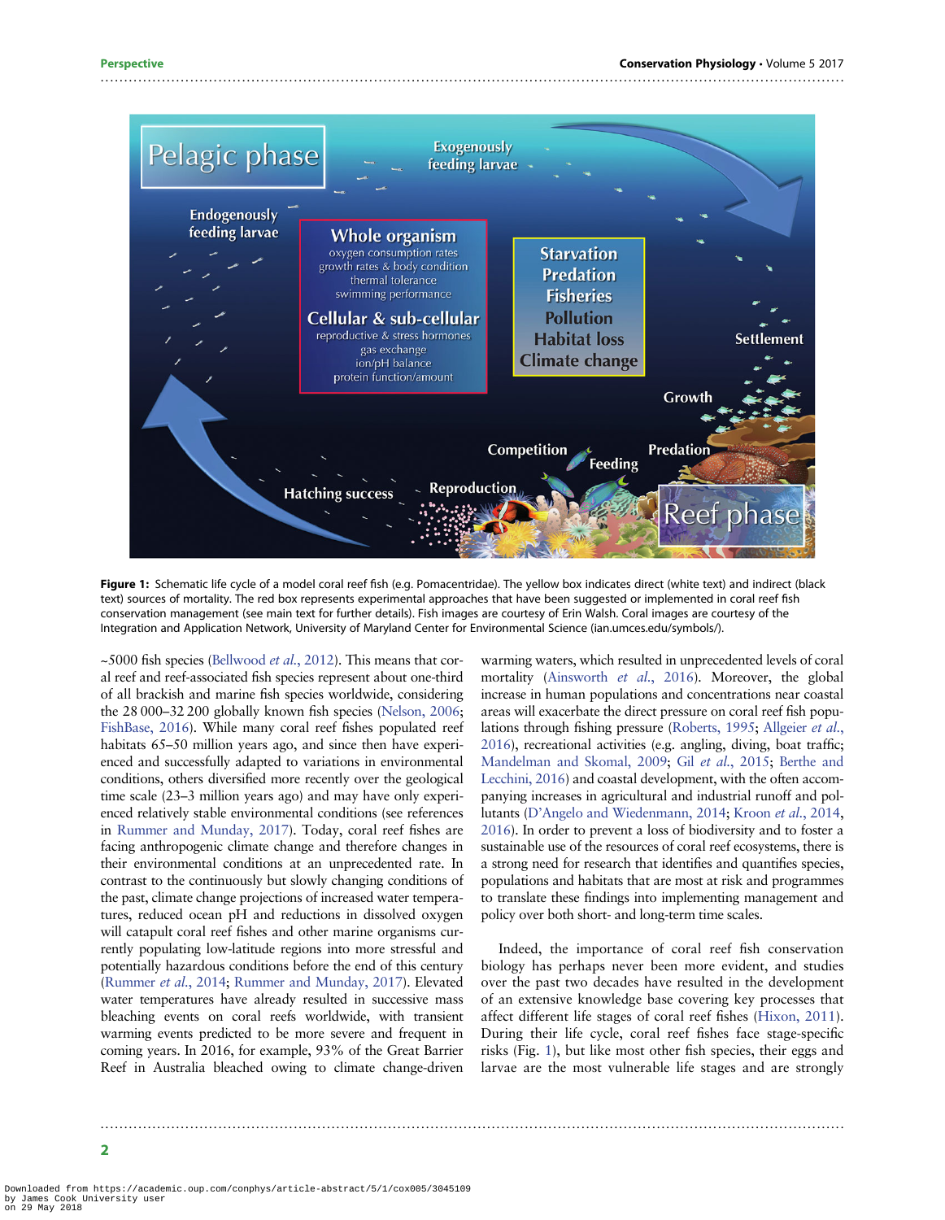Figure 1: Schematic life cycle of a model coral reef fish (e.g. Pomacentridae). The yellow box indicates direct (white text) and indirect (black text) sources of mortality. The red box represents experimental approaches that have been suggested or implemented in coral reef fish conservation management (see main text for further details). Fish images are courtesy of Erin Walsh. Coral images are courtesy of the Integration and Application Network, University of Maryland Center for Environmental Science (ian.umces.edu/symbols/).

~5000 fish species (Bellwood *et al.*, 2012). This means that coral reef and reef-associated fish species represent about one-third of all brackish and marine fish species worldwide, considering the 28 000–32 200 globally known fish species (Nelson, 2006; FishBase, 2016). While many coral reef fishes populated reef habitats 65–50 million years ago, and since then have experienced and successfully adapted to variations in environmental conditions, others diversified more recently over the geological time scale (23–3 million years ago) and may have only experienced relatively stable environmental conditions (see references in Rummer and Munday, 2017). Today, coral reef fishes are facing anthropogenic climate change and therefore changes in their environmental conditions at an unprecedented rate. In contrast to the continuously but slowly changing conditions of the past, climate change projections of increased water temperatures, reduced ocean pH and reductions in dissolved oxygen will catapult coral reef fishes and other marine organisms currently populating low-latitude regions into more stressful and potentially hazardous conditions before the end of this century (Rummer *et al.*, 2014; Rummer and Munday, 2017). Elevated water temperatures have already resulted in successive mass bleaching events on coral reefs worldwide, with transient warming events predicted to be more severe and frequent in coming years. In 2016, for example, 93% of the Great Barrier Reef in Australia bleached owing to climate change-driven warming waters, which resulted in unprecedented levels of coral mortality (Ainsworth *et al.*, 2016). Moreover, the global increase in human populations and concentrations near coastal areas will exacerbate the direct pressure on coral reef fish populations through fishing pressure (Roberts, 1995; Allgeier *et al.*, 2016), recreational activities (e.g. angling, diving, boat traffic; Mandelman and Skomal, 2009; Gil *et al.*, 2015; Berthe and Lecchini, 2016) and coastal development, with the often accompanying increases in agricultural and industrial runoff and pollutants (D'Angelo and Wiedenmann, 2014; Kroon *et al.*, 2014, 2016). In order to prevent a loss of biodiversity and to foster a sustainable use of the resources of coral reef ecosystems, there is a strong need for research that identifies and quantifies species, populations and habitats that are most at risk and programmes to translate these findings into implementing management and policy over both short- and long-term time scales.

Indeed, the importance of coral reef fish conservation biology has perhaps never been more evident, and studies over the past two decades have resulted in the development of an extensive knowledge base covering key processes that affect different life stages of coral reef fishes (Hixon, 2011). During their life cycle, coral reef fishes face stage-specific risks (Fig. 1), but like most other fish species, their eggs and larvae are the most vulnerable life stages and are strongly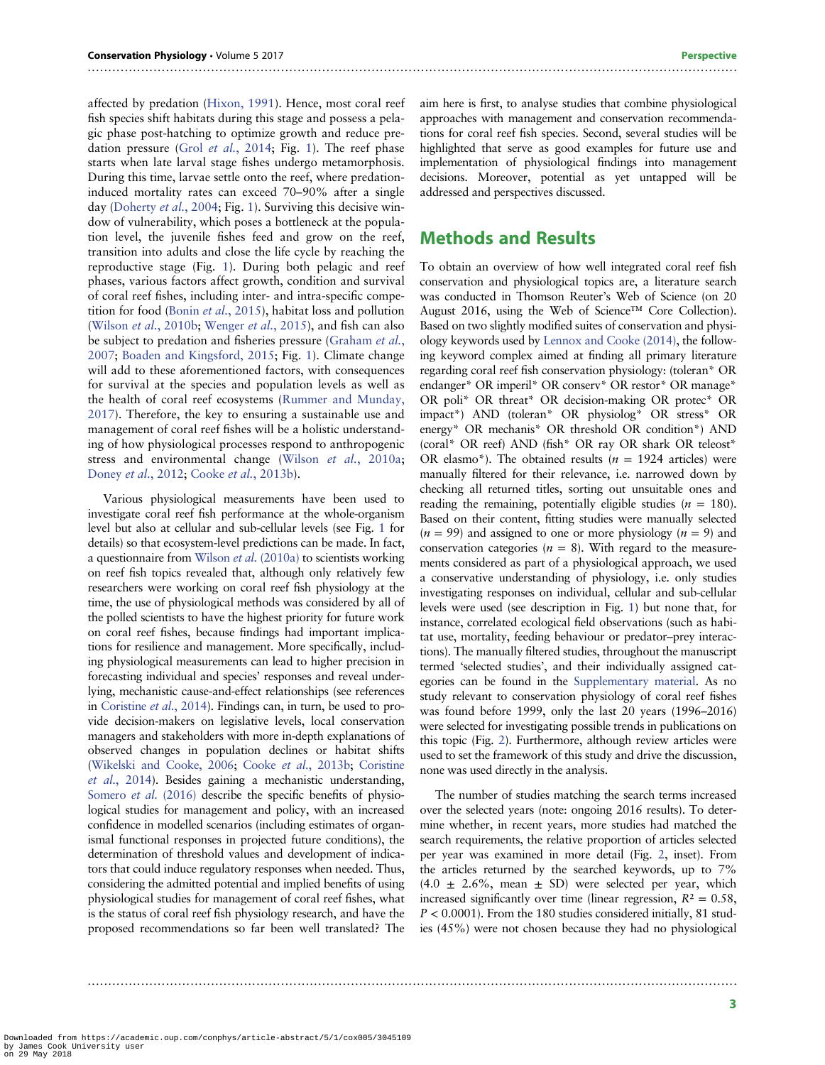affected by predation (Hixon, 1991). Hence, most coral reef fish species shift habitats during this stage and possess a pelagic phase post-hatching to optimize growth and reduce predation pressure (Grol *et al.*, 2014; Fig. 1). The reef phase starts when late larval stage fishes undergo metamorphosis. During this time, larvae settle onto the reef, where predation-induced mortality rates can exceed 70–90% after a single day (Doherty *et al.*, 2004; Fig. 1). Surviving this decisive window of vulnerability, which poses a bottleneck at the population level, the juvenile fishes feed and grow on the reef, transition into adults and close the life cycle by reaching the reproductive stage (Fig. 1). During both pelagic and reef phases, various factors affect growth, condition and survival of coral reef fishes, including inter- and intra-specific competition for food (Bonin *et al.*, 2015), habitat loss and pollution (Wilson *et al.*, 2010b; Wenger *et al.*, 2015), and fish can also be subject to predation and fisheries pressure (Graham *et al.*, 2007; Boaden and Kingsford, 2015; Fig. 1). Climate change will add to these aforementioned factors, with consequences for survival at the species and population levels as well as the health of coral reef ecosystems (Rummer and Munday, 2017). Therefore, the key to ensuring a sustainable use and management of coral reef fishes will be a holistic understanding of how physiological processes respond to anthropogenic stress and environmental change (Wilson *et al.*, 2010a; Doney *et al.*, 2012; Cooke *et al.*, 2013b).

Various physiological measurements have been used to investigate coral reef fish performance at the whole-organism level but also at cellular and sub-cellular levels (see Fig. 1 for details) so that ecosystem-level predictions can be made. In fact, a questionnaire from Wilson *et al.* (2010a) to scientists working on reef fish topics revealed that, although only relatively few researchers were working on coral reef fish physiology at the time, the use of physiological methods was considered by all of the polled scientists to have the highest priority for future work on coral reef fishes, because findings had important implications for resilience and management. More specifically, including physiological measurements can lead to higher precision in forecasting individual and species' responses and reveal underlying, mechanistic cause-and-effect relationships (see references in Coristine *et al.*, 2014). Findings can, in turn, be used to provide decision-makers on legislative levels, local conservation managers and stakeholders with more in-depth explanations of observed changes in population declines or habitat shifts (Wikelski and Cooke, 2006; Cooke *et al.*, 2013b; Coristine *et al.*, 2014). Besides gaining a mechanistic understanding, Somero *et al.* (2016) describe the specific benefits of physiological studies for management and policy, with an increased confidence in modelled scenarios (including estimates of organismal functional responses in projected future conditions), the determination of threshold values and development of indicators that could induce regulatory responses when needed. Thus, considering the admitted potential and implied benefits of using physiological studies for management of coral reef fishes, what is the status of coral reef fish physiology research, and have the proposed recommendations so far been well translated? The aim here is first, to analyse studies that combine physiological approaches with management and conservation recommendations for coral reef fish species. Second, several studies will be highlighted that serve as good examples for future use and implementation of physiological findings into management decisions. Moreover, potential as yet untapped will be addressed and perspectives discussed.

## Methods and Results

To obtain an overview of how well integrated coral reef fish conservation and physiological topics are, a literature search was conducted in Thomson Reuter's Web of Science (on 20 August 2016, using the Web of Science™ Core Collection). Based on two slightly modified suites of conservation and physiology keywords used by Lennox and Cooke (2014), the following keyword complex aimed at finding all primary literature regarding coral reef fish conservation physiology: (toleran* OR endanger* OR imperil* OR conserv* OR restor* OR manage* OR poli* OR threat* OR decision-making OR protec* OR impact*) AND (toleran* OR physiolog* OR stress* OR energy* OR mechanis* OR threshold OR condition*) AND (coral* OR reef) AND (fish* OR ray OR shark OR teleost* OR elasmo*). The obtained results ($n$ = 1924 articles) were manually filtered for their relevance, i.e. narrowed down by checking all returned titles, sorting out unsuitable ones and reading the remaining, potentially eligible studies ($n$ = 180). Based on their content, fitting studies were manually selected ($n$ = 99) and assigned to one or more physiology ($n$ = 9) and conservation categories ($n$ = 8). With regard to the measurements considered as part of a physiological approach, we used a conservative understanding of physiology, i.e. only studies investigating responses on individual, cellular and sub-cellular levels were used (see description in Fig. 1) but none that, for instance, correlated ecological field observations (such as habitat use, mortality, feeding behaviour or predator–prey interactions). The manually filtered studies, throughout the manuscript termed 'selected studies', and their individually assigned categories can be found in the Supplementary material. As no study relevant to conservation physiology of coral reef fishes was found before 1999, only the last 20 years (1996–2016) were selected for investigating possible trends in publications on this topic (Fig. 2). Furthermore, although review articles were used to set the framework of this study and drive the discussion, none was used directly in the analysis.

The number of studies matching the search terms increased over the selected years (note: ongoing 2016 results). To determine whether, in recent years, more studies had matched the search requirements, the relative proportion of articles selected per year was examined in more detail (Fig. 2, inset). From the articles returned by the searched keywords, up to 7% (4.0 ± 2.6%, mean ± SD) were selected per year, which increased significantly over time (linear regression, $R^2 = 0.58$, $P < 0.0001$). From the 180 studies considered initially, 81 studies (45%) were not chosen because they had no physiological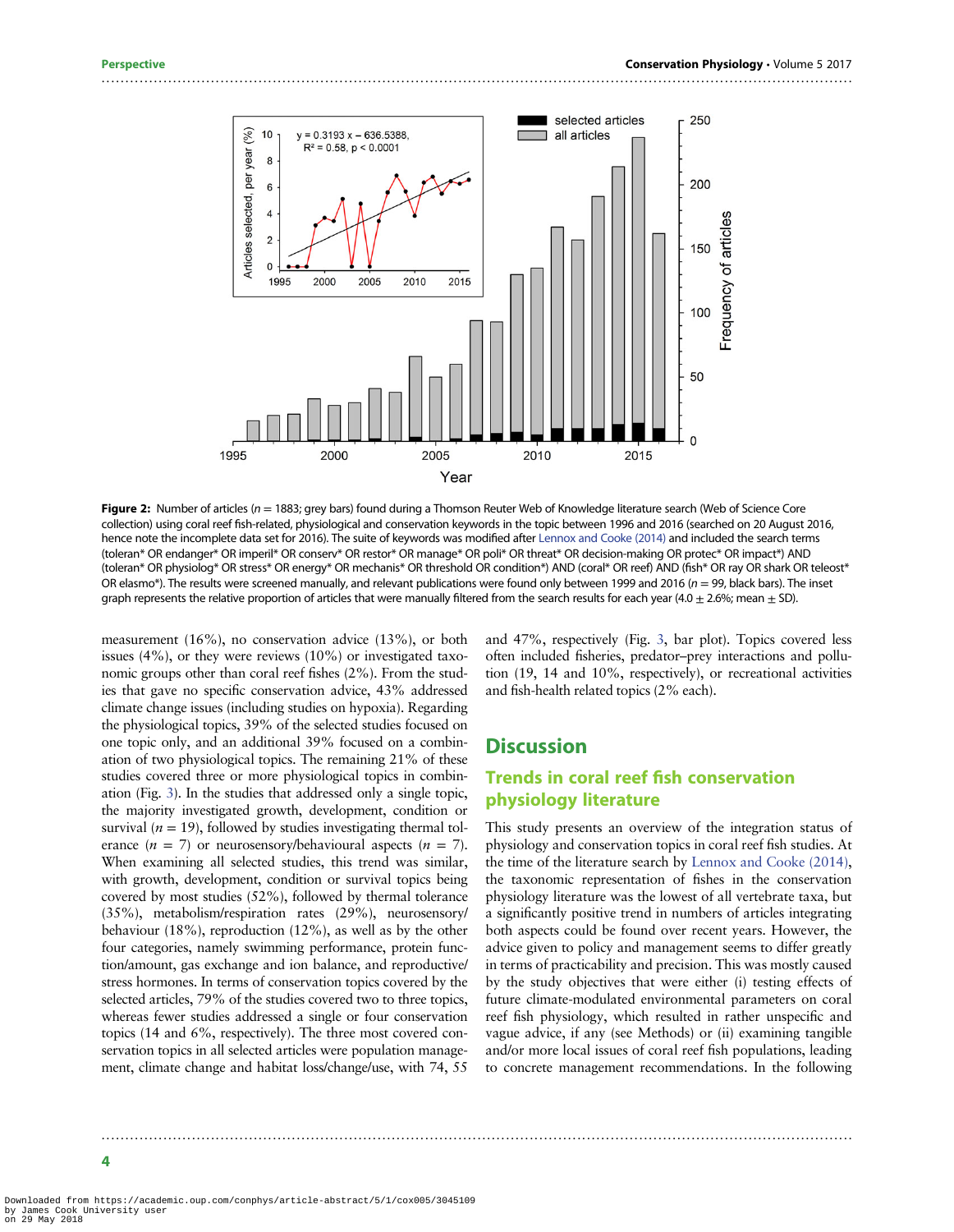Figure 2: Number of articles ($n$ = 1883; grey bars) found during a Thomson Reuter Web of Knowledge literature search (Web of Science Core collection) using coral reef fish-related, physiological and conservation keywords in the topic between 1996 and 2016 (searched on 20 August 2016, hence note the incomplete data set for 2016). The suite of keywords was modified after Lennox and Cooke (2014) and included the search terms (toleran* OR endanger* OR imperil* OR conserv* OR restor* OR manage* OR poli* OR threat* OR decision-making OR protec* OR impact*) AND (toleran* OR physiolog* OR stress* OR energy* OR mechanis* OR threshold OR condition*) AND (coral* OR reef) AND (fish* OR ray OR shark OR teleost* OR elasmo*). The results were screened manually, and relevant publications were found only between 1999 and 2016 ($n$ = 99, black bars). The inset graph represents the relative proportion of articles that were manually filtered from the search results for each year (4.0 ± 2.6%; mean ± SD).

measurement (16%), no conservation advice (13%), or both issues (4%), or they were reviews (10%) or investigated taxonomic groups other than coral reef fishes (2%). From the studies that gave no specific conservation advice, 43% addressed climate change issues (including studies on hypoxia). Regarding the physiological topics, 39% of the selected studies focused on one topic only, and an additional 39% focused on a combination of two physiological topics. The remaining 21% of these studies covered three or more physiological topics in combination (Fig. 3). In the studies that addressed only a single topic, the majority investigated growth, development, condition or survival ($n$ = 19), followed by studies investigating thermal tolerance ($n$ = 7) or neurosensory/behavioural aspects ($n$ = 7). When examining all selected studies, this trend was similar, with growth, development, condition or survival topics being covered by most studies (52%), followed by thermal tolerance (35%), metabolism/respiration rates (29%), neurosensory/behaviour (18%), reproduction (12%), as well as by the other four categories, namely swimming performance, protein function/amount, gas exchange and ion balance, and reproductive/stress hormones. In terms of conservation topics covered by the selected articles, 79% of the studies covered two to three topics, whereas fewer studies addressed a single or four conservation topics (14 and 6%, respectively). The three most covered conservation topics in all selected articles were population management, climate change and habitat loss/change/use, with 74, 55 and 47%, respectively (Fig. 3, bar plot). Topics covered less often included fisheries, predator–prey interactions and pollution (19, 14 and 10%, respectively), or recreational activities and fish-health related topics (2% each).

# Discussion

## Trends in coral reef fish conservation physiology literature

This study presents an overview of the integration status of physiology and conservation topics in coral reef fish studies. At the time of the literature search by Lennox and Cooke (2014), the taxonomic representation of fishes in the conservation physiology literature was the lowest of all vertebrate taxa, but a significantly positive trend in numbers of articles integrating both aspects could be found over recent years. However, the advice given to policy and management seems to differ greatly in terms of practicability and precision. This was mostly caused by the study objectives that were either (i) testing effects of future climate-modulated environmental parameters on coral reef fish physiology, which resulted in rather unspecific and vague advice, if any (see Methods) or (ii) examining tangible and/or more local issues of coral reef fish populations, leading to concrete management recommendations. In the following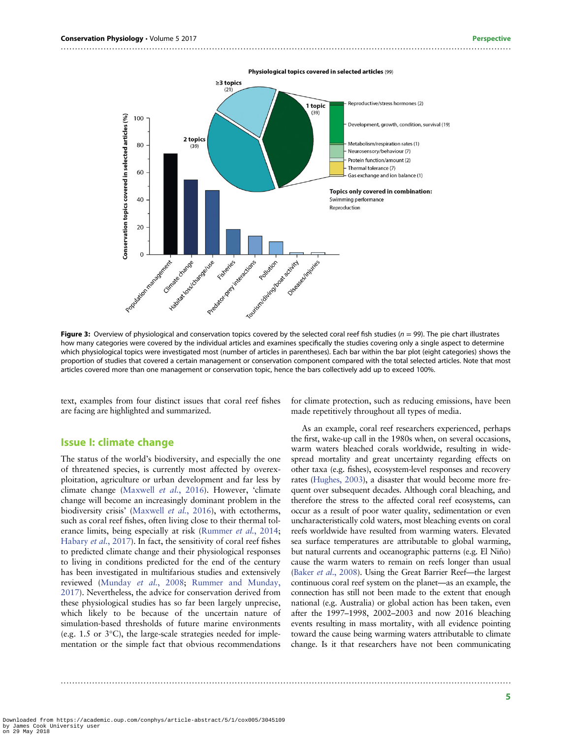Figure 3: Overview of physiological and conservation topics covered by the selected coral reef fish studies ($n$ = 99). The pie chart illustrates how many categories were covered by the individual articles and examines specifically the studies covering only a single aspect to determine which physiological topics were investigated most (number of articles in parentheses). Each bar within the bar plot (eight categories) shows the proportion of studies that covered a certain management or conservation component compared with the total selected articles. Note that most articles covered more than one management or conservation topic, hence the bars collectively add up to exceed 100%.

text, examples from four distinct issues that coral reef fishes are facing are highlighted and summarized.

## Issue I: climate change

The status of the world's biodiversity, and especially the one of threatened species, is currently most affected by overexploitation, agriculture or urban development and far less by climate change (Maxwell *et al.*, 2016). However, 'climate change will become an increasingly dominant problem in the biodiversity crisis' (Maxwell *et al.*, 2016), with ectotherms, such as coral reef fishes, often living close to their thermal tolerance limits, being especially at risk (Rummer *et al.*, 2014; Habary *et al.*, 2017). In fact, the sensitivity of coral reef fishes to predicted climate change and their physiological responses to living in conditions predicted for the end of the century has been investigated in multifarious studies and extensively reviewed (Munday *et al.*, 2008; Rummer and Munday, 2017). Nevertheless, the advice for conservation derived from these physiological studies has so far been largely unprecise, which likely to be because of the uncertain nature of simulation-based thresholds of future marine environments (e.g. 1.5 or 3°C), the large-scale strategies needed for implementation or the simple fact that obvious recommendations for climate protection, such as reducing emissions, have been made repetitively throughout all types of media.

As an example, coral reef researchers experienced, perhaps the first, wake-up call in the 1980s when, on several occasions, warm waters bleached corals worldwide, resulting in widespread mortality and great uncertainty regarding effects on other taxa (e.g. fishes), ecosystem-level responses and recovery rates (Hughes, 2003), a disaster that would become more frequent over subsequent decades. Although coral bleaching, and therefore the stress to the affected coral reef ecosystems, can occur as a result of poor water quality, sedimentation or even uncharacteristically cold waters, most bleaching events on coral reefs worldwide have resulted from warming waters. Elevated sea surface temperatures are attributable to global warming, but natural currents and oceanographic patterns (e.g. El Niño) cause the warm waters to remain on reefs longer than usual (Baker *et al.*, 2008). Using the Great Barrier Reef—the largest continuous coral reef system on the planet—as an example, the connection has still not been made to the extent that enough national (e.g. Australia) or global action has been taken, even after the 1997–1998, 2002–2003 and now 2016 bleaching events resulting in mass mortality, with all evidence pointing toward the cause being warming waters attributable to climate change. Is it that researchers have not been communicating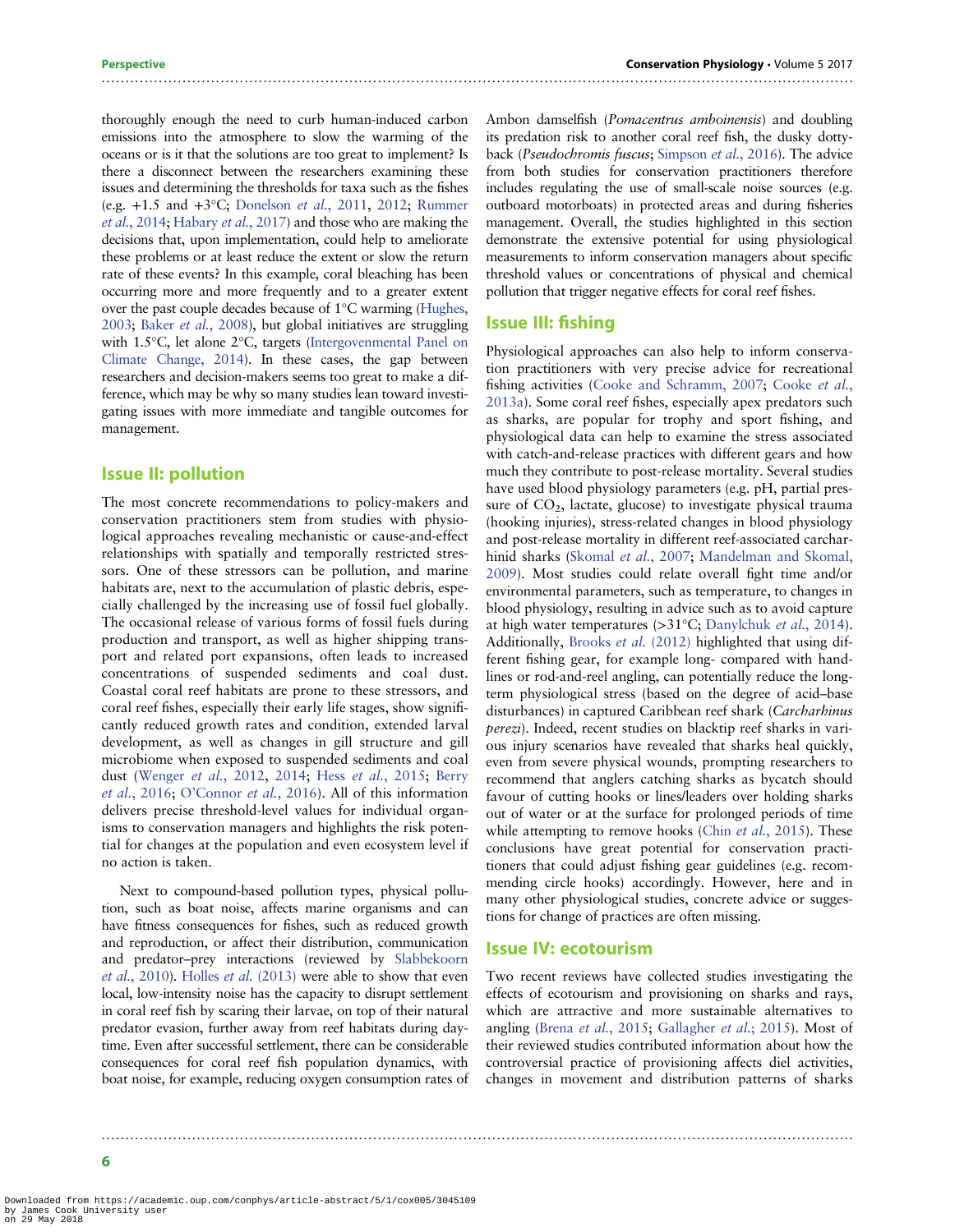thoroughly enough the need to curb human-induced carbon emissions into the atmosphere to slow the warming of the oceans or is it that the solutions are too great to implement? Is there a disconnect between the researchers examining these issues and determining the thresholds for taxa such as the fishes (e.g. +1.5 and +3°C; Donelson *et al*., 2011, 2012; Rummer *et al*., 2014; Habary *et al*., 2017) and those who are making the decisions that, upon implementation, could help to ameliorate these problems or at least reduce the extent or slow the return rate of these events? In this example, coral bleaching has been occurring more and more frequently and to a greater extent over the past couple decades because of 1°C warming (Hughes, 2003; Baker *et al*., 2008), but global initiatives are struggling with 1.5°C, let alone 2°C, targets (Intergovernmental Panel on Climate Change, 2014). In these cases, the gap between researchers and decision-makers seems too great to make a difference, which may be why so many studies lean toward investigating issues with more immediate and tangible outcomes for management.

## Issue II: pollution

The most concrete recommendations to policy-makers and conservation practitioners stem from studies with physiological approaches revealing mechanistic or cause-and-effect relationships with spatially and temporally restricted stressors. One of these stressors can be pollution, and marine habitats are, next to the accumulation of plastic debris, especially challenged by the increasing use of fossil fuel globally. The occasional release of various forms of fossil fuels during production and transport, as well as higher shipping transport and related port expansions, often leads to increased concentrations of suspended sediments and coal dust. Coastal coral reef habitats are prone to these stressors, and coral reef fishes, especially their early life stages, show significantly reduced growth rates and condition, extended larval development, as well as changes in gill structure and gill microbiome when exposed to suspended sediments and coal dust (Wenger *et al*., 2012, 2014; Hess *et al*., 2015; Berry *et al*., 2016; O'Connor *et al*., 2016). All of this information delivers precise threshold-level values for individual organisms to conservation managers and highlights the risk potential for changes at the population and even ecosystem level if no action is taken.

Next to compound-based pollution types, physical pollution, such as boat noise, affects marine organisms and can have fitness consequences for fishes, such as reduced growth and reproduction, or affect their distribution, communication and predator–prey interactions (reviewed by Slabbekoorn *et al*., 2010). Holles *et al*. (2013) were able to show that even local, low-intensity noise has the capacity to disrupt settlement in coral reef fish by scaring their larvae, on top of their natural predator evasion, further away from reef habitats during daytime. Even after successful settlement, there can be considerable consequences for coral reef fish population dynamics, with boat noise, for example, reducing oxygen consumption rates of Ambon damselfish (*Pomacentrus amboinensis*) and doubling its predation risk to another coral reef fish, the dusky dottyback (*Pseudochromis fuscus*; Simpson *et al*., 2016). The advice from both studies for conservation practitioners therefore includes regulating the use of small-scale noise sources (e.g. outboard motorboats) in protected areas and during fisheries management. Overall, the studies highlighted in this section demonstrate the extensive potential for using physiological measurements to inform conservation managers about specific threshold values or concentrations of physical and chemical pollution that trigger negative effects for coral reef fishes.

## Issue III: fishing

Physiological approaches can also help to inform conservation practitioners with very precise advice for recreational fishing activities (Cooke and Schramm, 2007; Cooke *et al*., 2013a). Some coral reef fishes, especially apex predators such as sharks, are popular for trophy and sport fishing, and physiological data can help to examine the stress associated with catch-and-release practices with different gears and how much they contribute to post-release mortality. Several studies have used blood physiology parameters (e.g. pH, partial pressure of $CO_2$, lactate, glucose) to investigate physical trauma (hooking injuries), stress-related changes in blood physiology and post-release mortality in different reef-associated carcharhinid sharks (Skomal *et al*., 2007; Mandelman and Skomal, 2009). Most studies could relate overall fight time and/or environmental parameters, such as temperature, to changes in blood physiology, resulting in advice such as to avoid capture at high water temperatures (>31°C; Danylchuk *et al*., 2014). Additionally, Brooks *et al*. (2012) highlighted that using different fishing gear, for example long- compared with handlines or rod-and-reel angling, can potentially reduce the long-term physiological stress (based on the degree of acid–base disturbances) in captured Caribbean reef shark (*Carcharhinus perezi*). Indeed, recent studies on blacktip reef sharks in various injury scenarios have revealed that sharks heal quickly, even from severe physical wounds, prompting researchers to recommend that anglers catching sharks as bycatch should favour of cutting hooks or lines/leaders over holding sharks out of water or at the surface for prolonged periods of time while attempting to remove hooks (Chin *et al*., 2015). These conclusions have great potential for conservation practitioners that could adjust fishing gear guidelines (e.g. recommending circle hooks) accordingly. However, here and in many other physiological studies, concrete advice or suggestions for change of practices are often missing.

## Issue IV: ecotourism

Two recent reviews have collected studies investigating the effects of ecotourism and provisioning on sharks and rays, which are attractive and more sustainable alternatives to angling (Brena *et al*., 2015; Gallagher *et al*.; 2015). Most of their reviewed studies contributed information about how the controversial practice of provisioning affects diel activities, changes in movement and distribution patterns of sharks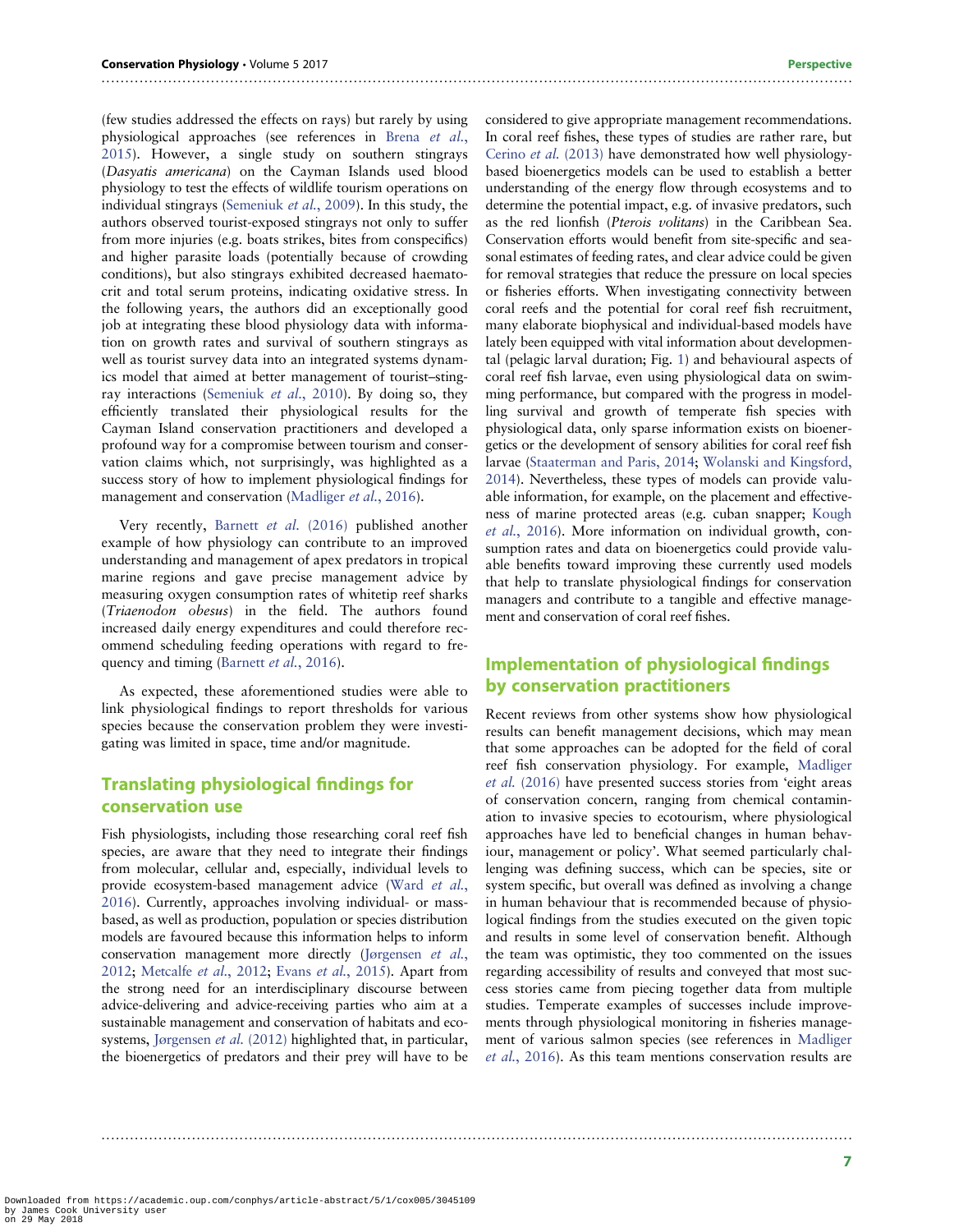(few studies addressed the effects on rays) but rarely by using physiological approaches (see references in Brena *et al.*, 2015). However, a single study on southern stingrays (*Dasyatis americana*) on the Cayman Islands used blood physiology to test the effects of wildlife tourism operations on individual stingrays (Semeniuk *et al.*, 2009). In this study, the authors observed tourist-exposed stingrays not only to suffer from more injuries (e.g. boats strikes, bites from conspecifics) and higher parasite loads (potentially because of crowding conditions), but also stingrays exhibited decreased haematocrit and total serum proteins, indicating oxidative stress. In the following years, the authors did an exceptionally good job at integrating these blood physiology data with information on growth rates and survival of southern stingrays as well as tourist survey data into an integrated systems dynamics model that aimed at better management of tourist–stingray interactions (Semeniuk *et al.*, 2010). By doing so, they efficiently translated their physiological results for the Cayman Island conservation practitioners and developed a profound way for a compromise between tourism and conservation claims which, not surprisingly, was highlighted as a success story of how to implement physiological findings for management and conservation (Madliger *et al.*, 2016).

Very recently, Barnett *et al.* (2016) published another example of how physiology can contribute to an improved understanding and management of apex predators in tropical marine regions and gave precise management advice by measuring oxygen consumption rates of whitetip reef sharks (*Triaenodon obesus*) in the field. The authors found increased daily energy expenditures and could therefore recommend scheduling feeding operations with regard to frequency and timing (Barnett *et al.*, 2016).

As expected, these aforementioned studies were able to link physiological findings to report thresholds for various species because the conservation problem they were investigating was limited in space, time and/or magnitude.

## Translating physiological findings for conservation use

Fish physiologists, including those researching coral reef fish species, are aware that they need to integrate their findings from molecular, cellular and, especially, individual levels to provide ecosystem-based management advice (Ward *et al.*, 2016). Currently, approaches involving individual- or mass-based, as well as production, population or species distribution models are favoured because this information helps to inform conservation management more directly (Jørgensen *et al.*, 2012; Metcalfe *et al.*, 2012; Evans *et al.*, 2015). Apart from the strong need for an interdisciplinary discourse between advice-delivering and advice-receiving parties who aim at a sustainable management and conservation of habitats and ecosystems, Jørgensen *et al.* (2012) highlighted that, in particular, the bioenergetics of predators and their prey will have to be considered to give appropriate management recommendations. In coral reef fishes, these types of studies are rather rare, but Cerino *et al.* (2013) have demonstrated how well physiology-based bioenergetics models can be used to establish a better understanding of the energy flow through ecosystems and to determine the potential impact, e.g. of invasive predators, such as the red lionfish (*Pterois volitans*) in the Caribbean Sea. Conservation efforts would benefit from site-specific and seasonal estimates of feeding rates, and clear advice could be given for removal strategies that reduce the pressure on local species or fisheries efforts. When investigating connectivity between coral reefs and the potential for coral reef fish recruitment, many elaborate biophysical and individual-based models have lately been equipped with vital information about developmental (pelagic larval duration; Fig. 1) and behavioural aspects of coral reef fish larvae, even using physiological data on swimming performance, but compared with the progress in modelling survival and growth of temperate fish species with physiological data, only sparse information exists on bioenergetics or the development of sensory abilities for coral reef fish larvae (Staaterman and Paris, 2014; Wolanski and Kingsford, 2014). Nevertheless, these types of models can provide valuable information, for example, on the placement and effectiveness of marine protected areas (e.g. cuban snapper; Kough *et al.*, 2016). More information on individual growth, consumption rates and data on bioenergetics could provide valuable benefits toward improving these currently used models that help to translate physiological findings for conservation managers and contribute to a tangible and effective management and conservation of coral reef fishes.

## Implementation of physiological findings by conservation practitioners

Recent reviews from other systems show how physiological results can benefit management decisions, which may mean that some approaches can be adopted for the field of coral reef fish conservation physiology. For example, Madliger *et al.* (2016) have presented success stories from 'eight areas of conservation concern, ranging from chemical contamination to invasive species to ecotourism, where physiological approaches have led to beneficial changes in human behaviour, management or policy'. What seemed particularly challenging was defining success, which can be species, site or system specific, but overall was defined as involving a change in human behaviour that is recommended because of physiological findings from the studies executed on the given topic and results in some level of conservation benefit. Although the team was optimistic, they too commented on the issues regarding accessibility of results and conveyed that most success stories came from piecing together data from multiple studies. Temperate examples of successes include improvements through physiological monitoring in fisheries management of various salmon species (see references in Madliger *et al.*, 2016). As this team mentions conservation results are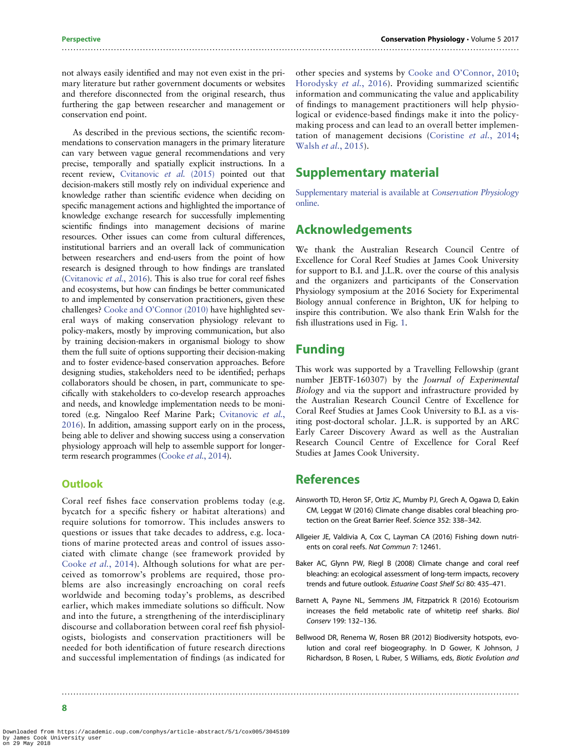not always easily identified and may not even exist in the primary literature but rather government documents or websites and therefore disconnected from the original research, thus furthering the gap between researcher and management or conservation end point.

As described in the previous sections, the scientific recommendations to conservation managers in the primary literature can vary between vague general recommendations and very precise, temporally and spatially explicit instructions. In a recent review, Cvitanovic *et al.* (2015) pointed out that decision-makers still mostly rely on individual experience and knowledge rather than scientific evidence when deciding on specific management actions and highlighted the importance of knowledge exchange research for successfully implementing scientific findings into management decisions of marine resources. Other issues can come from cultural differences, institutional barriers and an overall lack of communication between researchers and end-users from the point of how research is designed through to how findings are translated (Cvitanovic *et al.*, 2016). This is also true for coral reef fishes and ecosystems, but how can findings be better communicated to and implemented by conservation practitioners, given these challenges? Cooke and O'Connor (2010) have highlighted several ways of making conservation physiology relevant to policy-makers, mostly by improving communication, but also by training decision-makers in organismal biology to show them the full suite of options supporting their decision-making and to foster evidence-based conservation approaches. Before designing studies, stakeholders need to be identified; perhaps collaborators should be chosen, in part, communicate to specifically with stakeholders to co-develop research approaches and needs, and knowledge implementation needs to be monitored (e.g. Ningaloo Reef Marine Park; Cvitanovic *et al.*, 2016). In addition, amassing support early on in the process, being able to deliver and showing success using a conservation physiology approach will help to assemble support for longer-term research programmes (Cooke *et al.*, 2014).

## Outlook

Coral reef fishes face conservation problems today (e.g. bycatch for a specific fishery or habitat alterations) and require solutions for tomorrow. This includes answers to questions or issues that take decades to address, e.g. locations of marine protected areas and control of issues associated with climate change (see framework provided by Cooke *et al.*, 2014). Although solutions for what are perceived as tomorrow's problems are required, those problems are also increasingly encroaching on coral reefs worldwide and becoming today's problems, as described earlier, which makes immediate solutions so difficult. Now and into the future, a strengthening of the interdisciplinary discourse and collaboration between coral reef fish physiologists, biologists and conservation practitioners will be needed for both identification of future research directions and successful implementation of findings (as indicated for other species and systems by Cooke and O'Connor, 2010; Horodysky *et al.*, 2016). Providing summarized scientific information and communicating the value and applicability of findings to management practitioners will help physiological or evidence-based findings make it into the policy-making process and can lead to an overall better implementation of management decisions (Coristine *et al.*, 2014; Walsh *et al.*, 2015).

# Supplementary material

Supplementary material is available at *Conservation Physiology* online.

# Acknowledgements

We thank the Australian Research Council Centre of Excellence for Coral Reef Studies at James Cook University for support to B.I. and J.L.R. over the course of this analysis and the organizers and participants of the Conservation Physiology symposium at the 2016 Society for Experimental Biology annual conference in Brighton, UK for helping to inspire this contribution. We also thank Erin Walsh for the fish illustrations used in Fig. 1.

# Funding

This work was supported by a Travelling Fellowship (grant number JEBTF-160307) by the *Journal of Experimental Biology* and via the support and infrastructure provided by the Australian Research Council Centre of Excellence for Coral Reef Studies at James Cook University to B.I. as a visiting post-doctoral scholar. J.L.R. is supported by an ARC Early Career Discovery Award as well as the Australian Research Council Centre of Excellence for Coral Reef Studies at James Cook University.

# References

Ainsworth TD, Heron SF, Ortiz JC, Mumby PJ, Grech A, Ogawa D, Eakin CM, Leggat W (2016) Climate change disables coral bleaching protection on the Great Barrier Reef. *Science* 352: 338–342.

Allgeier JE, Valdivia A, Cox C, Layman CA (2016) Fishing down nutrients on coral reefs. *Nat Commun* 7: 12461.

Baker AC, Glynn PW, Riegl B (2008) Climate change and coral reef bleaching: an ecological assessment of long-term impacts, recovery trends and future outlook. *Estuarine Coast Shelf Sci* 80: 435–471.

Barnett A, Payne NL, Semmens JM, Fitzpatrick R (2016) Ecotourism increases the field metabolic rate of whitetip reef sharks. *Biol Conserv* 199: 132–136.

Bellwood DR, Renema W, Rosen BR (2012) Biodiversity hotspots, evolution and coral reef biogeography. In D Gower, K Johnson, J Richardson, B Rosen, L Ruber, S Williams, eds, *Biotic Evolution and*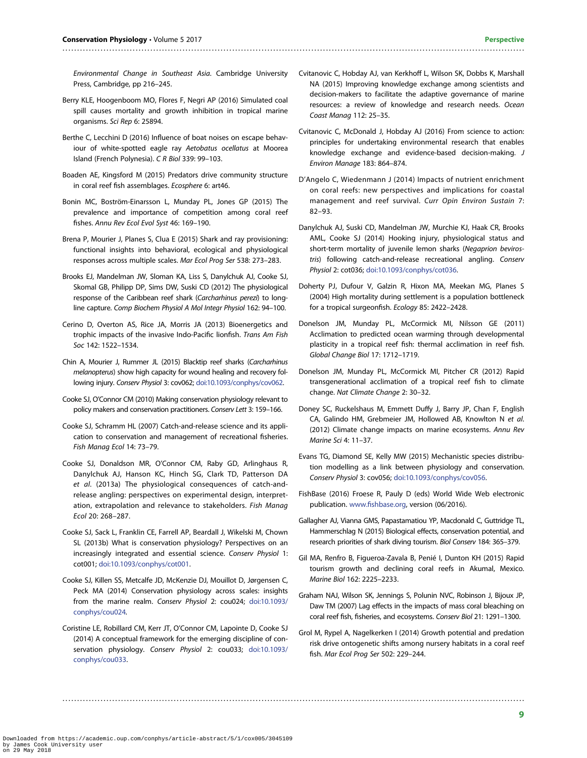Environmental Change in Southeast Asia*. Cambridge University Press, Cambridge, pp 216–245.

Berry KLE, Hoogenboom MO, Flores F, Negri AP (2016) Simulated coal spill causes mortality and growth inhibition in tropical marine organisms. *Sci Rep* 6: 25894.

Berthe C, Lecchini D (2016) Influence of boat noises on escape behaviour of white-spotted eagle ray *Aetobatus ocellatus* at Moorea Island (French Polynesia). *C R Biol* 339: 99–103.

Boaden AE, Kingsford M (2015) Predators drive community structure in coral reef fish assemblages. *Ecosphere* 6: art46.

Bonin MC, Boström-Einarsson L, Munday PL, Jones GP (2015) The prevalence and importance of competition among coral reef fishes. *Annu Rev Ecol Evol Syst* 46: 169–190.

Brena P, Mourier J, Planes S, Clua E (2015) Shark and ray provisioning: functional insights into behavioral, ecological and physiological responses across multiple scales. *Mar Ecol Prog Ser* 538: 273–283.

Brooks EJ, Mandelman JW, Sloman KA, Liss S, Danylchuk AJ, Cooke SJ, Skomal GB, Philipp DP, Sims DW, Suski CD (2012) The physiological response of the Caribbean reef shark (*Carcharhinus perezi*) to longline capture. *Comp Biochem Physiol A Mol Integr Physiol* 162: 94–100.

Cerino D, Overton AS, Rice JA, Morris JA (2013) Bioenergetics and trophic impacts of the invasive Indo-Pacific lionfish. *Trans Am Fish Soc* 142: 1522–1534.

Chin A, Mourier J, Rummer JL (2015) Blacktip reef sharks (*Carcharhinus melanopterus*) show high capacity for wound healing and recovery following injury. *Conserv Physiol* 3: cov062; doi:10.1093/conphys/cov062.

Cooke SJ, O'Connor CM (2010) Making conservation physiology relevant to policy makers and conservation practitioners. *Conserv Lett* 3: 159–166.

Cooke SJ, Schramm HL (2007) Catch-and-release science and its application to conservation and management of recreational fisheries. *Fish Manag Ecol* 14: 73–79.

Cooke SJ, Donaldson MR, O'Connor CM, Raby GD, Arlinghaus R, Danylchuk AJ, Hanson KC, Hinch SG, Clark TD, Patterson DA *et al*. (2013a) The physiological consequences of catch-and-release angling: perspectives on experimental design, interpretation, extrapolation and relevance to stakeholders. *Fish Manag Ecol* 20: 268–287.

Cooke SJ, Sack L, Franklin CE, Farrell AP, Beardall J, Wikelski M, Chown SL (2013b) What is conservation physiology? Perspectives on an increasingly integrated and essential science. *Conserv Physiol* 1: cot001; doi:10.1093/conphys/cot001.

Cooke SJ, Killen SS, Metcalfe JD, McKenzie DJ, Mouillot D, Jørgensen C, Peck MA (2014) Conservation physiology across scales: insights from the marine realm. *Conserv Physiol* 2: cou024; doi:10.1093/conphys/cou024.

Coristine LE, Robillard CM, Kerr JT, O'Connor CM, Lapointe D, Cooke SJ (2014) A conceptual framework for the emerging discipline of conservation physiology. *Conserv Physiol* 2: cou033; doi:10.1093/conphys/cou033.

Cvitanovic C, Hobday AJ, van Kerkhoff L, Wilson SK, Dobbs K, Marshall NA (2015) Improving knowledge exchange among scientists and decision-makers to facilitate the adaptive governance of marine resources: a review of knowledge and research needs. *Ocean Coast Manag* 112: 25–35.

Cvitanovic C, McDonald J, Hobday AJ (2016) From science to action: principles for undertaking environmental research that enables knowledge exchange and evidence-based decision-making. *J Environ Manage* 183: 864–874.

D'Angelo C, Wiedenmann J (2014) Impacts of nutrient enrichment on coral reefs: new perspectives and implications for coastal management and reef survival. *Curr Opin Environ Sustain* 7: 82–93.

Danylchuk AJ, Suski CD, Mandelman JW, Murchie KJ, Haak CR, Brooks AML, Cooke SJ (2014) Hooking injury, physiological status and short-term mortality of juvenile lemon sharks (*Negaprion bevirostris*) following catch-and-release recreational angling. *Conserv Physiol* 2: cot036; doi:10.1093/conphys/cot036.

Doherty PJ, Dufour V, Galzin R, Hixon MA, Meekan MG, Planes S (2004) High mortality during settlement is a population bottleneck for a tropical surgeonfish. *Ecology* 85: 2422–2428.

Donelson JM, Munday PL, McCormick MI, Nilsson GE (2011) Acclimation to predicted ocean warming through developmental plasticity in a tropical reef fish: thermal acclimation in reef fish. *Global Change Biol* 17: 1712–1719.

Donelson JM, Munday PL, McCormick MI, Pitcher CR (2012) Rapid transgenerational acclimation of a tropical reef fish to climate change. *Nat Climate Change* 2: 30–32.

Doney SC, Ruckelshaus M, Emmett Duffy J, Barry JP, Chan F, English CA, Galindo HM, Grebmeier JM, Hollowed AB, Knowlton N *et al*. (2012) Climate change impacts on marine ecosystems. *Annu Rev Marine Sci* 4: 11–37.

Evans TG, Diamond SE, Kelly MW (2015) Mechanistic species distribution modelling as a link between physiology and conservation. *Conserv Physiol* 3: cov056; doi:10.1093/conphys/cov056.

FishBase (2016) Froese R, Pauly D (eds) World Wide Web electronic publication. www.fishbase.org, version (06/2016).

Gallagher AJ, Vianna GMS, Papastamatiou YP, Macdonald C, Guttridge TL, Hammerschlag N (2015) Biological effects, conservation potential, and research priorities of shark diving tourism. *Biol Conserv* 184: 365–379.

Gil MA, Renfro B, Figueroa-Zavala B, Penié I, Dunton KH (2015) Rapid tourism growth and declining coral reefs in Akumal, Mexico. *Marine Biol* 162: 2225–2233.

Graham NAJ, Wilson SK, Jennings S, Polunin NVC, Robinson J, Bijoux JP, Daw TM (2007) Lag effects in the impacts of mass coral bleaching on coral reef fish, fisheries, and ecosystems. *Conserv Biol* 21: 1291–1300.

Grol M, Rypel A, Nagelkerken I (2014) Growth potential and predation risk drive ontogenetic shifts among nursery habitats in a coral reef fish. *Mar Ecol Prog Ser* 502: 229–244.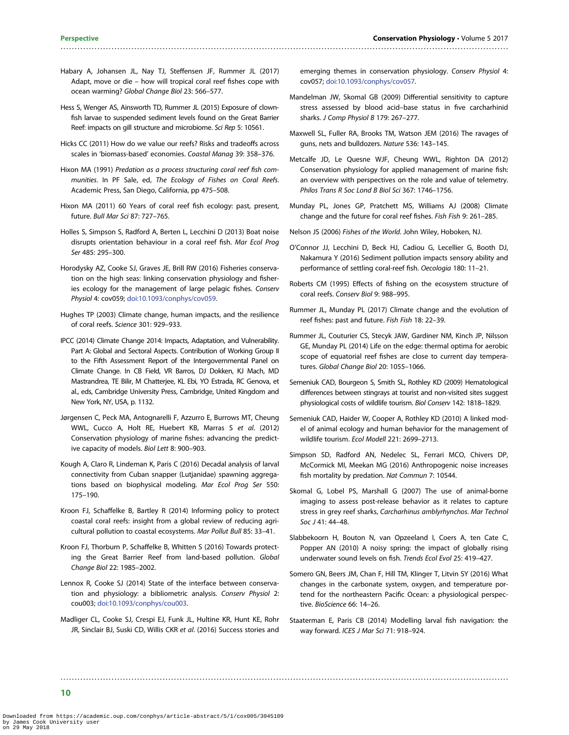Habary A, Johansen JL, Nay TJ, Steffensen JF, Rummer JL (2017) Adapt, move or die – how will tropical coral reef fishes cope with ocean warming? *Global Change Biol* 23: 566–577.

Hess S, Wenger AS, Ainsworth TD, Rummer JL (2015) Exposure of clownfish larvae to suspended sediment levels found on the Great Barrier Reef: impacts on gill structure and microbiome. *Sci Rep* 5: 10561.

Hicks CC (2011) How do we value our reefs? Risks and tradeoffs across scales in 'biomass-based' economies. *Coastal Manag* 39: 358–376.

Hixon MA (1991) *Predation as a process structuring coral reef fish communities*. In PF Sale, ed, *The Ecology of Fishes on Coral Reefs*. Academic Press, San Diego, California, pp 475–508.

Hixon MA (2011) 60 Years of coral reef fish ecology: past, present, future. *Bull Mar Sci* 87: 727–765.

Holles S, Simpson S, Radford A, Berten L, Lecchini D (2013) Boat noise disrupts orientation behaviour in a coral reef fish. *Mar Ecol Prog Ser* 485: 295–300.

Horodysky AZ, Cooke SJ, Graves JE, Brill RW (2016) Fisheries conservation on the high seas: linking conservation physiology and fisheries ecology for the management of large pelagic fishes. *Conserv Physiol* 4: cov059; doi:10.1093/conphys/cov059.

Hughes TP (2003) Climate change, human impacts, and the resilience of coral reefs. *Science* 301: 929–933.

IPCC (2014) Climate Change 2014: Impacts, Adaptation, and Vulnerability. Part A: Global and Sectoral Aspects. Contribution of Working Group II to the Fifth Assessment Report of the Intergovernmental Panel on Climate Change. In CB Field, VR Barros, DJ Dokken, KJ Mach, MD Mastrandrea, TE Bilir, M Chatterjee, KL Ebi, YO Estrada, RC Genova, et al., eds, Cambridge University Press, Cambridge, United Kingdom and New York, NY, USA, p. 1132.

Jørgensen C, Peck MA, Antognarelli F, Azzurro E, Burrows MT, Cheung WWL, Cucco A, Holt RE, Huebert KB, Marras S *et al.* (2012) Conservation physiology of marine fishes: advancing the predictive capacity of models. *Biol Lett* 8: 900–903.

Kough A, Claro R, Lindeman K, Paris C (2016) Decadal analysis of larval connectivity from Cuban snapper (Lutjanidae) spawning aggregations based on biophysical modeling. *Mar Ecol Prog Ser* 550: 175–190.

Kroon FJ, Schaffelke B, Bartley R (2014) Informing policy to protect coastal coral reefs: insight from a global review of reducing agricultural pollution to coastal ecosystems. *Mar Pollut Bull* 85: 33–41.

Kroon FJ, Thorburn P, Schaffelke B, Whitten S (2016) Towards protecting the Great Barrier Reef from land-based pollution. *Global Change Biol* 22: 1985–2002.

Lennox R, Cooke SJ (2014) State of the interface between conservation and physiology: a bibliometric analysis. *Conserv Physiol* 2: cou003; doi:10.1093/conphys/cou003.

Madliger CL, Cooke SJ, Crespi EJ, Funk JL, Hultine KR, Hunt KE, Rohr JR, Sinclair BJ, Suski CD, Willis CKR *et al.* (2016) Success stories and emerging themes in conservation physiology. *Conserv Physiol* 4: cov057; doi:10.1093/conphys/cov057.

Mandelman JW, Skomal GB (2009) Differential sensitivity to capture stress assessed by blood acid–base status in five carcharhinid sharks. *J Comp Physiol B* 179: 267–277.

Maxwell SL, Fuller RA, Brooks TM, Watson JEM (2016) The ravages of guns, nets and bulldozers. *Nature* 536: 143–145.

Metcalfe JD, Le Quesne WJF, Cheung WWL, Righton DA (2012) Conservation physiology for applied management of marine fish: an overview with perspectives on the role and value of telemetry. *Philos Trans R Soc Lond B Biol Sci* 367: 1746–1756.

Munday PL, Jones GP, Pratchett MS, Williams AJ (2008) Climate change and the future for coral reef fishes. *Fish Fish* 9: 261–285.

Nelson JS (2006) *Fishes of the World*. John Wiley, Hoboken, NJ.

O'Connor JJ, Lecchini D, Beck HJ, Cadiou G, Lecellier G, Booth DJ, Nakamura Y (2016) Sediment pollution impacts sensory ability and performance of settling coral-reef fish. *Oecologia* 180: 11–21.

Roberts CM (1995) Effects of fishing on the ecosystem structure of coral reefs. *Conserv Biol* 9: 988–995.

Rummer JL, Munday PL (2017) Climate change and the evolution of reef fishes: past and future. *Fish Fish* 18: 22–39.

Rummer JL, Couturier CS, Stecyk JAW, Gardiner NM, Kinch JP, Nilsson GE, Munday PL (2014) Life on the edge: thermal optima for aerobic scope of equatorial reef fishes are close to current day temperatures. *Global Change Biol* 20: 1055–1066.

Semeniuk CAD, Bourgeon S, Smith SL, Rothley KD (2009) Hematological differences between stingrays at tourist and non-visited sites suggest physiological costs of wildlife tourism. *Biol Conserv* 142: 1818–1829.

Semeniuk CAD, Haider W, Cooper A, Rothley KD (2010) A linked model of animal ecology and human behavior for the management of wildlife tourism. *Ecol Modell* 221: 2699–2713.

Simpson SD, Radford AN, Nedelec SL, Ferrari MCO, Chivers DP, McCormick MI, Meekan MG (2016) Anthropogenic noise increases fish mortality by predation. *Nat Commun* 7: 10544.

Skomal G, Lobel PS, Marshall G (2007) The use of animal-borne imaging to assess post-release behavior as it relates to capture stress in grey reef sharks, *Carcharhinus amblyrhynchos*. *Mar Technol Soc J* 41: 44–48.

Slabbekoorn H, Bouton N, van Opzeeland I, Coers A, ten Cate C, Popper AN (2010) A noisy spring: the impact of globally rising underwater sound levels on fish. *Trends Ecol Evol* 25: 419–427.

Somero GN, Beers JM, Chan F, Hill TM, Klinger T, Litvin SY (2016) What changes in the carbonate system, oxygen, and temperature portend for the northeastern Pacific Ocean: a physiological perspective. *BioScience* 66: 14–26.

Staaterman E, Paris CB (2014) Modelling larval fish navigation: the way forward. *ICES J Mar Sci* 71: 918–924.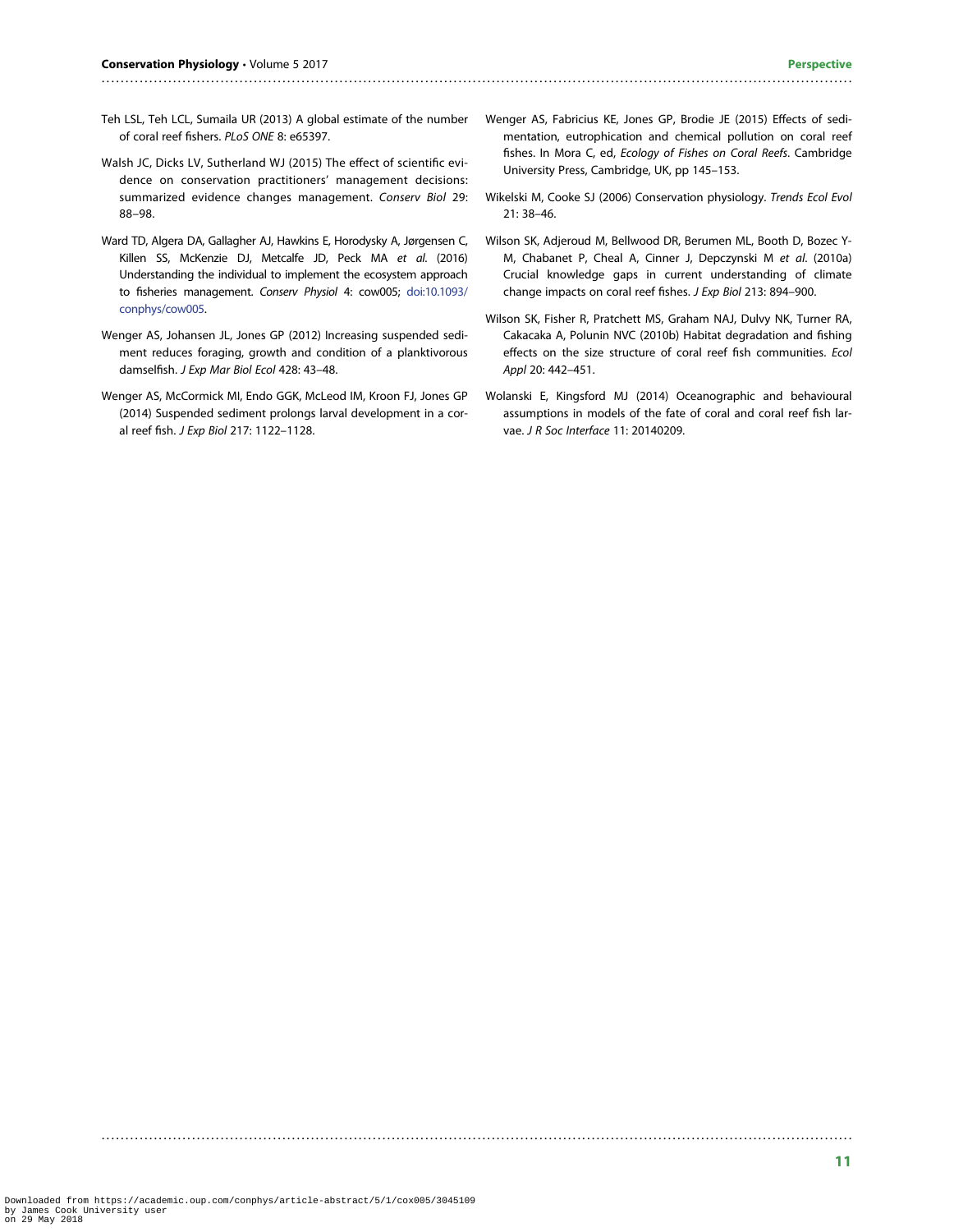Teh LSL, Teh LCL, Sumaila UR (2013) A global estimate of the number of coral reef fishers. *PLoS ONE* 8: e65397.

Walsh JC, Dicks LV, Sutherland WJ (2015) The effect of scientific evidence on conservation practitioners' management decisions: summarized evidence changes management. *Conserv Biol* 29: 88–98.

Ward TD, Algera DA, Gallagher AJ, Hawkins E, Horodysky A, Jørgensen C, Killen SS, McKenzie DJ, Metcalfe JD, Peck MA *et al.* (2016) Understanding the individual to implement the ecosystem approach to fisheries management. *Conserv Physiol* 4: cow005; doi:10.1093/conphys/cow005.

Wenger AS, Johansen JL, Jones GP (2012) Increasing suspended sediment reduces foraging, growth and condition of a planktivorous damselfish. *J Exp Mar Biol Ecol* 428: 43–48.

Wenger AS, McCormick MI, Endo GGK, McLeod IM, Kroon FJ, Jones GP (2014) Suspended sediment prolongs larval development in a coral reef fish. *J Exp Biol* 217: 1122–1128.

Wenger AS, Fabricius KE, Jones GP, Brodie JE (2015) Effects of sedimentation, eutrophication and chemical pollution on coral reef fishes. In Mora C, ed, *Ecology of Fishes on Coral Reefs*. Cambridge University Press, Cambridge, UK, pp 145–153.

Wikelski M, Cooke SJ (2006) Conservation physiology. *Trends Ecol Evol* 21: 38–46.

Wilson SK, Adjeroud M, Bellwood DR, Berumen ML, Booth D, Bozec Y-M, Chabanet P, Cheal A, Cinner J, Depczynski M *et al.* (2010a) Crucial knowledge gaps in current understanding of climate change impacts on coral reef fishes. *J Exp Biol* 213: 894–900.

Wilson SK, Fisher R, Pratchett MS, Graham NAJ, Dulvy NK, Turner RA, Cakacaka A, Polunin NVC (2010b) Habitat degradation and fishing effects on the size structure of coral reef fish communities. *Ecol Appl* 20: 442–451.

Wolanski E, Kingsford MJ (2014) Oceanographic and behavioural assumptions in models of the fate of coral and coral reef fish larvae. *J R Soc Interface* 11: 20140209.